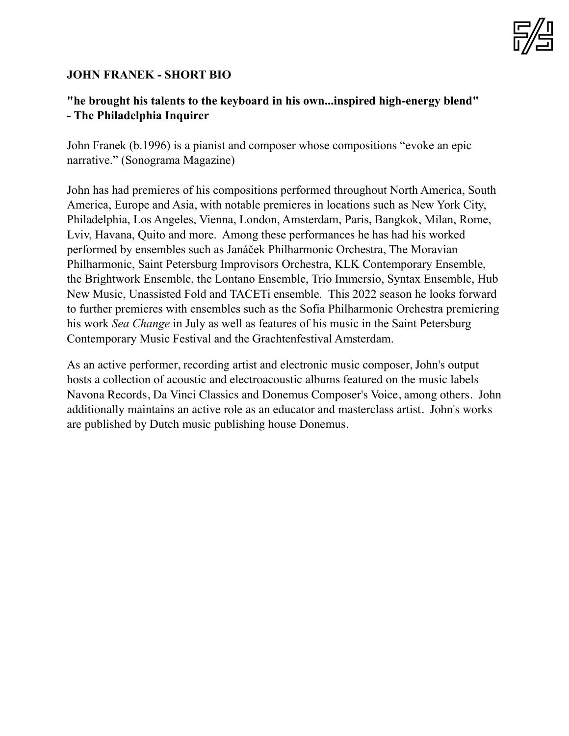**JOHN FRANEK - SHORT BIO**

**"he brought his talents to the keyboard in his own...inspired high-energy blend" - The Philadelphia Inquirer**

John Franek (b.1996) is a pianist and composer whose compositions "evoke an epic narrative." (Sonograma Magazine)

John has had premieres of his compositions performed throughout North America, South America, Europe and Asia, with notable premieres in locations such as New York City, Philadelphia, Los Angeles, Vienna, London, Amsterdam, Paris, Bangkok, Milan, Rome, Lviv, Havana, Quito and more. Among these performances he has had his worked performed by ensembles such as Janáček Philharmonic Orchestra, The Moravian Philharmonic, Saint Petersburg Improvisors Orchestra, KLK Contemporary Ensemble, the Brightwork Ensemble, the Lontano Ensemble, Trio Immersio, Syntax Ensemble, Hub New Music, Unassisted Fold and TACETi ensemble. This 2022 season he looks forward to further premieres with ensembles such as the Sofia Philharmonic Orchestra premiering his work *Sea Change* in July as well as features of his music in the Saint Petersburg Contemporary Music Festival and the Grachtenfestival Amsterdam.

As an active performer, recording artist and electronic music composer, John's output hosts a collection of acoustic and electroacoustic albums featured on the music labels Navona Records, Da Vinci Classics and Donemus Composer's Voice, among others. John additionally maintains an active role as an educator and masterclass artist. John's works are published by Dutch music publishing house Donemus.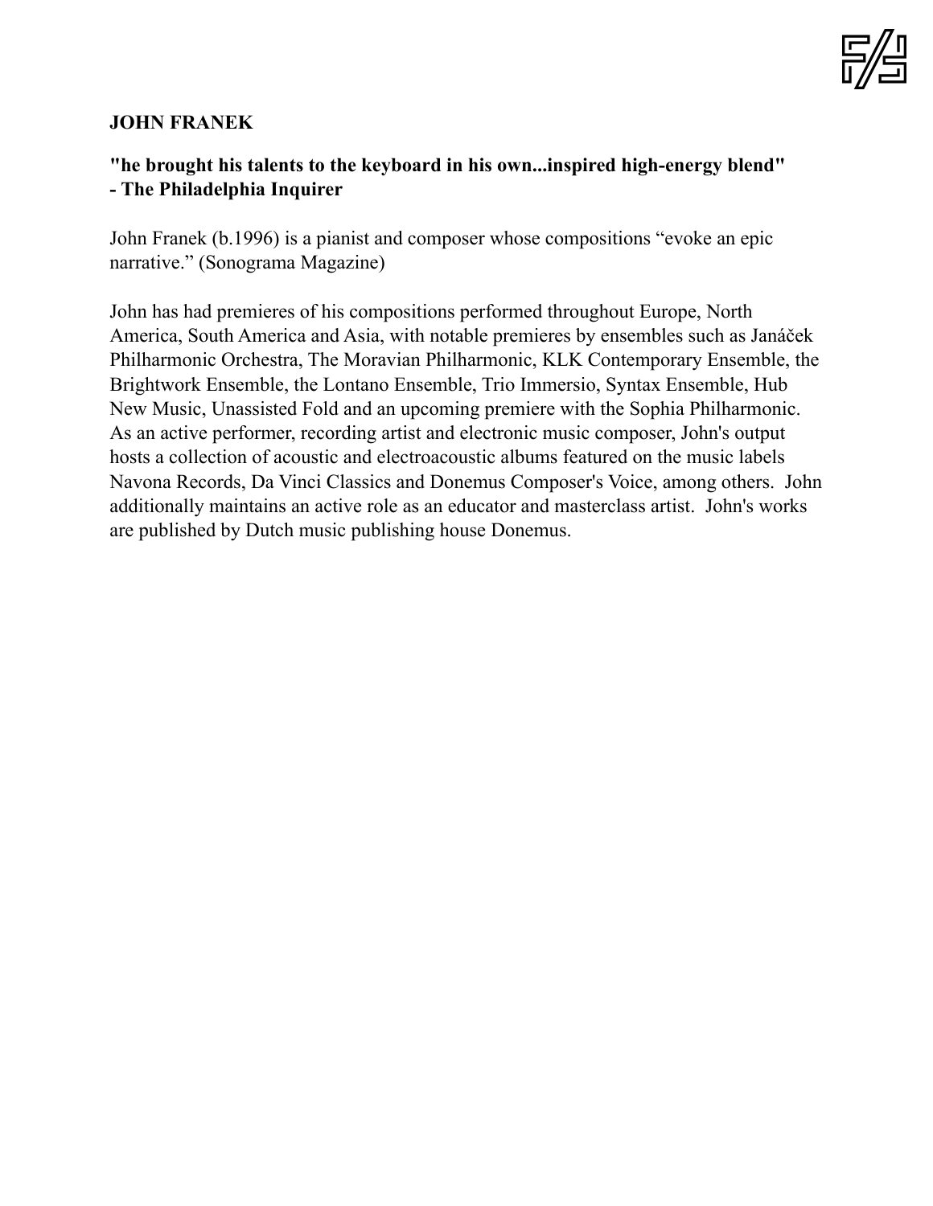**JOHN FRANEK**

**"he brought his talents to the keyboard in his own...inspired high-energy blend"**
**- The Philadelphia Inquirer**

John Franek (b.1996) is a pianist and composer whose compositions “evoke an epic narrative.” (Sonograma Magazine)

John has had premieres of his compositions performed throughout Europe, North America, South America and Asia, with notable premieres by ensembles such as Janáček Philharmonic Orchestra, The Moravian Philharmonic, KLK Contemporary Ensemble, the Brightwork Ensemble, the Lontano Ensemble, Trio Immersio, Syntax Ensemble, Hub New Music, Unassisted Fold and an upcoming premiere with the Sophia Philharmonic. As an active performer, recording artist and electronic music composer, John's output hosts a collection of acoustic and electroacoustic albums featured on the music labels Navona Records, Da Vinci Classics and Donemus Composer's Voice, among others. John additionally maintains an active role as an educator and masterclass artist. John's works are published by Dutch music publishing house Donemus.